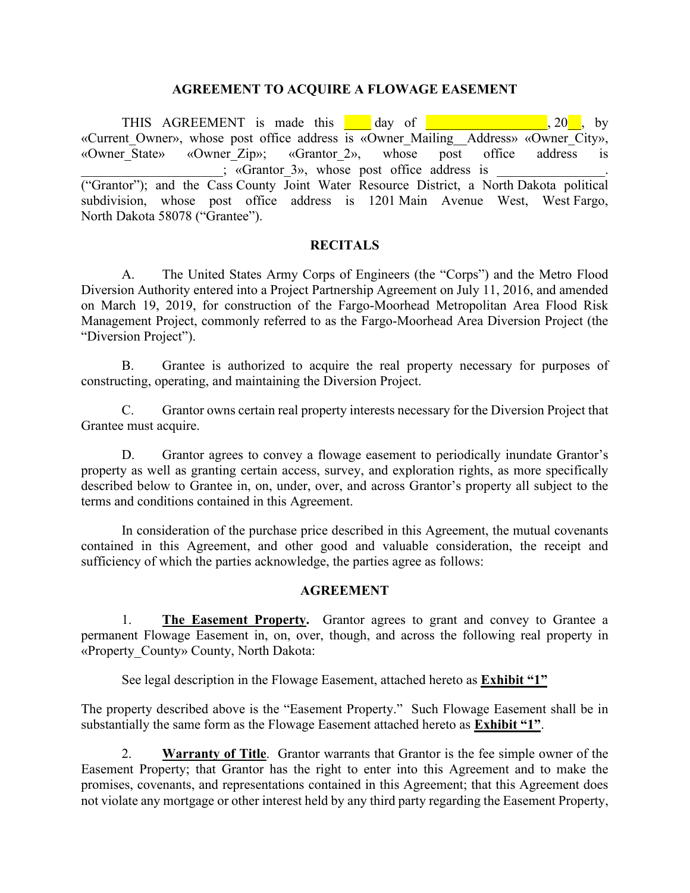## AGREEMENT TO ACQUIRE A FLOWAGE EASEMENT

THIS AGREEMENT is made this ____ day of __________________, 20__, by «Current_Owner», whose post office address is «Owner_Mailing__Address» «Owner_City», «Owner_State» «Owner_Zip»; «Grantor_2», whose post office address is ______________________; «Grantor_3», whose post office address is ________________. ("Grantor"); and the Cass County Joint Water Resource District, a North Dakota political subdivision, whose post office address is 1201 Main Avenue West, West Fargo, North Dakota 58078 ("Grantee").

### RECITALS

A. The United States Army Corps of Engineers (the "Corps") and the Metro Flood Diversion Authority entered into a Project Partnership Agreement on July 11, 2016, and amended on March 19, 2019, for construction of the Fargo-Moorhead Metropolitan Area Flood Risk Management Project, commonly referred to as the Fargo-Moorhead Area Diversion Project (the "Diversion Project").

B. Grantee is authorized to acquire the real property necessary for purposes of constructing, operating, and maintaining the Diversion Project.

C. Grantor owns certain real property interests necessary for the Diversion Project that Grantee must acquire.

D. Grantor agrees to convey a flowage easement to periodically inundate Grantor's property as well as granting certain access, survey, and exploration rights, as more specifically described below to Grantee in, on, under, over, and across Grantor's property all subject to the terms and conditions contained in this Agreement.

In consideration of the purchase price described in this Agreement, the mutual covenants contained in this Agreement, and other good and valuable consideration, the receipt and sufficiency of which the parties acknowledge, the parties agree as follows:

### AGREEMENT

1. **The Easement Property.** Grantor agrees to grant and convey to Grantee a permanent Flowage Easement in, on, over, though, and across the following real property in «Property_County» County, North Dakota:

   See legal description in the Flowage Easement, attached hereto as **Exhibit "1"**

The property described above is the "Easement Property." Such Flowage Easement shall be in substantially the same form as the Flowage Easement attached hereto as **Exhibit "1"**.

2. **Warranty of Title**. Grantor warrants that Grantor is the fee simple owner of the Easement Property; that Grantor has the right to enter into this Agreement and to make the promises, covenants, and representations contained in this Agreement; that this Agreement does not violate any mortgage or other interest held by any third party regarding the Easement Property,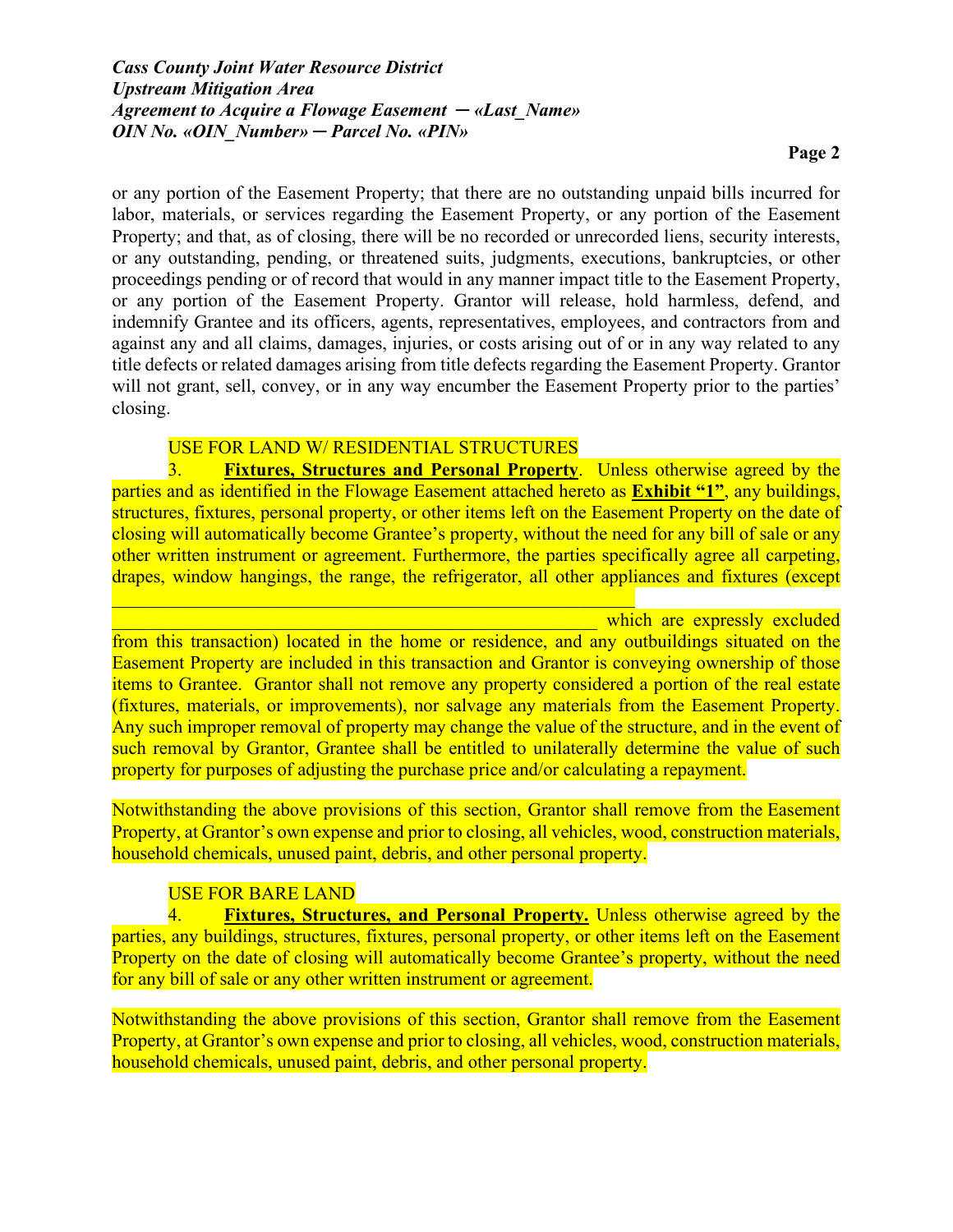or any portion of the Easement Property; that there are no outstanding unpaid bills incurred for labor, materials, or services regarding the Easement Property, or any portion of the Easement Property; and that, as of closing, there will be no recorded or unrecorded liens, security interests, or any outstanding, pending, or threatened suits, judgments, executions, bankruptcies, or other proceedings pending or of record that would in any manner impact title to the Easement Property, or any portion of the Easement Property. Grantor will release, hold harmless, defend, and indemnify Grantee and its officers, agents, representatives, employees, and contractors from and against any and all claims, damages, injuries, or costs arising out of or in any way related to any title defects or related damages arising from title defects regarding the Easement Property. Grantor will not grant, sell, convey, or in any way encumber the Easement Property prior to the parties' closing.

USE FOR LAND W/ RESIDENTIAL STRUCTURES

3. **Fixtures, Structures and Personal Property**. Unless otherwise agreed by the parties and as identified in the Flowage Easement attached hereto as **Exhibit "1"**, any buildings, structures, fixtures, personal property, or other items left on the Easement Property on the date of closing will automatically become Grantee's property, without the need for any bill of sale or any other written instrument or agreement. Furthermore, the parties specifically agree all carpeting, drapes, window hangings, the range, the refrigerator, all other appliances and fixtures (except \_\_\_\_\_\_\_\_\_\_\_\_\_\_\_\_\_\_\_\_\_\_\_\_\_\_\_\_\_\_\_\_\_\_\_\_\_\_\_\_\_\_\_\_\_\_\_\_\_\_\_\_\_\_\_\_\_\_\_\_\_\_\_\_\_\_\_\_\_\_\_\_\_\_\_\_\_\_\_\_\_\_\_\_\_\_\_\_\_\_\_\_\_\_\_\_\_\_\_\_\_\_\_\_\_\_\_\_\_\_\_\_\_\_\_\_ which are expressly excluded from this transaction) located in the home or residence, and any outbuildings situated on the Easement Property are included in this transaction and Grantor is conveying ownership of those items to Grantee. Grantor shall not remove any property considered a portion of the real estate (fixtures, materials, or improvements), nor salvage any materials from the Easement Property. Any such improper removal of property may change the value of the structure, and in the event of such removal by Grantor, Grantee shall be entitled to unilaterally determine the value of such property for purposes of adjusting the purchase price and/or calculating a repayment.

Notwithstanding the above provisions of this section, Grantor shall remove from the Easement Property, at Grantor's own expense and prior to closing, all vehicles, wood, construction materials, household chemicals, unused paint, debris, and other personal property.

USE FOR BARE LAND

4. **Fixtures, Structures, and Personal Property.** Unless otherwise agreed by the parties, any buildings, structures, fixtures, personal property, or other items left on the Easement Property on the date of closing will automatically become Grantee's property, without the need for any bill of sale or any other written instrument or agreement.

Notwithstanding the above provisions of this section, Grantor shall remove from the Easement Property, at Grantor's own expense and prior to closing, all vehicles, wood, construction materials, household chemicals, unused paint, debris, and other personal property.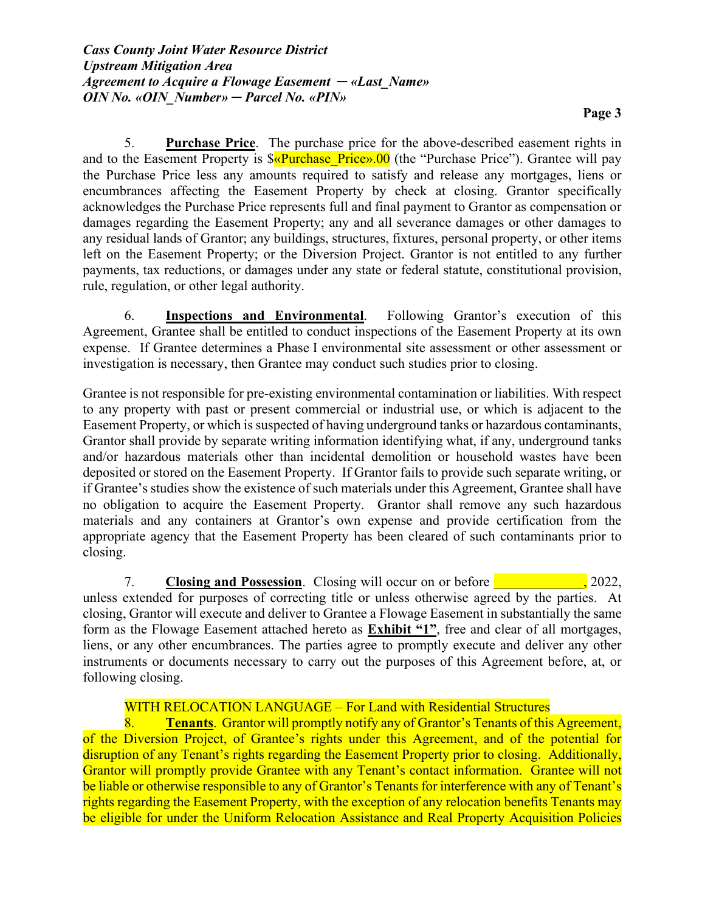5. **Purchase Price**. The purchase price for the above-described easement rights in and to the Easement Property is $«Purchase_Price».00 (the "Purchase Price"). Grantee will pay the Purchase Price less any amounts required to satisfy and release any mortgages, liens or encumbrances affecting the Easement Property by check at closing. Grantor specifically acknowledges the Purchase Price represents full and final payment to Grantor as compensation or damages regarding the Easement Property; any and all severance damages or other damages to any residual lands of Grantor; any buildings, structures, fixtures, personal property, or other items left on the Easement Property; or the Diversion Project. Grantor is not entitled to any further payments, tax reductions, or damages under any state or federal statute, constitutional provision, rule, regulation, or other legal authority.

6. **Inspections and Environmental**. Following Grantor's execution of this Agreement, Grantee shall be entitled to conduct inspections of the Easement Property at its own expense. If Grantee determines a Phase I environmental site assessment or other assessment or investigation is necessary, then Grantee may conduct such studies prior to closing.

Grantee is not responsible for pre-existing environmental contamination or liabilities. With respect to any property with past or present commercial or industrial use, or which is adjacent to the Easement Property, or which is suspected of having underground tanks or hazardous contaminants, Grantor shall provide by separate writing information identifying what, if any, underground tanks and/or hazardous materials other than incidental demolition or household wastes have been deposited or stored on the Easement Property. If Grantor fails to provide such separate writing, or if Grantee's studies show the existence of such materials under this Agreement, Grantee shall have no obligation to acquire the Easement Property. Grantor shall remove any such hazardous materials and any containers at Grantor's own expense and provide certification from the appropriate agency that the Easement Property has been cleared of such contaminants prior to closing.

7. **Closing and Possession**. Closing will occur on or before \_\_\_\_\_\_\_\_\_\_\_\_\_, 2022, unless extended for purposes of correcting title or unless otherwise agreed by the parties. At closing, Grantor will execute and deliver to Grantee a Flowage Easement in substantially the same form as the Flowage Easement attached hereto as **Exhibit "1"**, free and clear of all mortgages, liens, or any other encumbrances. The parties agree to promptly execute and deliver any other instruments or documents necessary to carry out the purposes of this Agreement before, at, or following closing.

WITH RELOCATION LANGUAGE – For Land with Residential Structures

8. **Tenants**. Grantor will promptly notify any of Grantor's Tenants of this Agreement, of the Diversion Project, of Grantee's rights under this Agreement, and of the potential for disruption of any Tenant's rights regarding the Easement Property prior to closing. Additionally, Grantor will promptly provide Grantee with any Tenant's contact information. Grantee will not be liable or otherwise responsible to any of Grantor's Tenants for interference with any of Tenant's rights regarding the Easement Property, with the exception of any relocation benefits Tenants may be eligible for under the Uniform Relocation Assistance and Real Property Acquisition Policies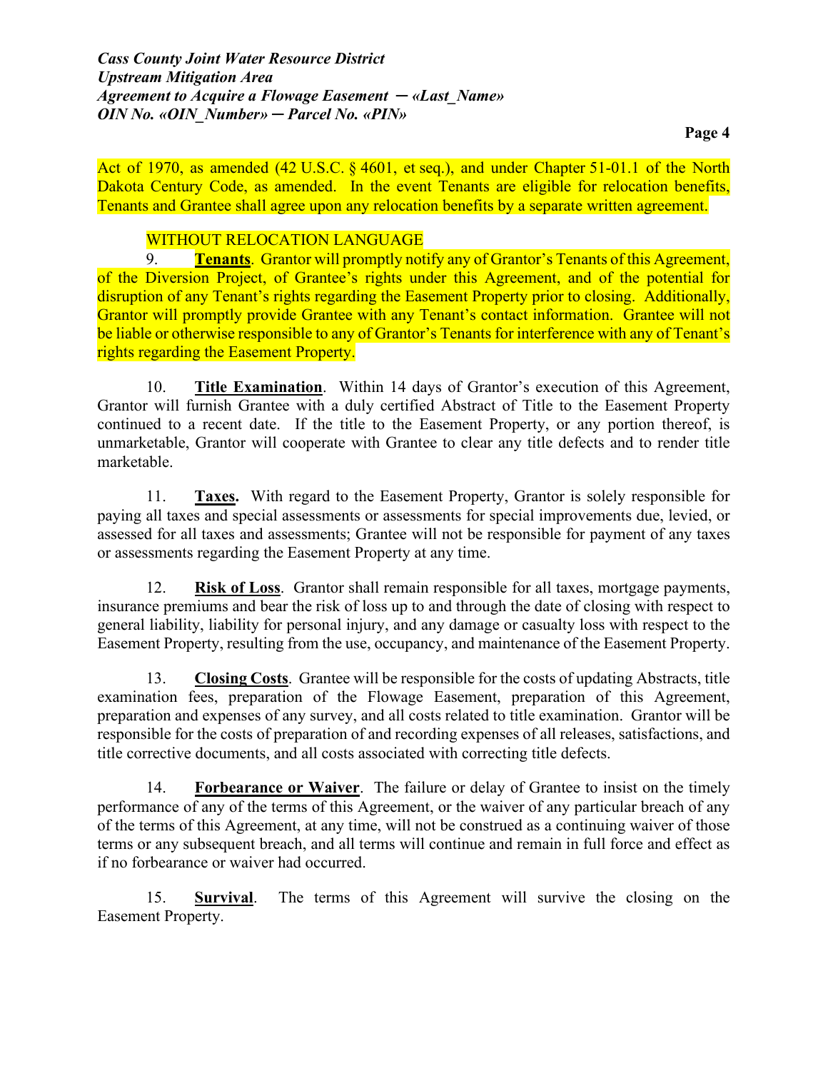Act of 1970, as amended (42 U.S.C. § 4601, et seq.), and under Chapter 51-01.1 of the North Dakota Century Code, as amended. In the event Tenants are eligible for relocation benefits, Tenants and Grantee shall agree upon any relocation benefits by a separate written agreement.

WITHOUT RELOCATION LANGUAGE

9. **Tenants**. Grantor will promptly notify any of Grantor's Tenants of this Agreement, of the Diversion Project, of Grantee's rights under this Agreement, and of the potential for disruption of any Tenant's rights regarding the Easement Property prior to closing. Additionally, Grantor will promptly provide Grantee with any Tenant's contact information. Grantee will not be liable or otherwise responsible to any of Grantor's Tenants for interference with any of Tenant's rights regarding the Easement Property.

10. **Title Examination**. Within 14 days of Grantor's execution of this Agreement, Grantor will furnish Grantee with a duly certified Abstract of Title to the Easement Property continued to a recent date. If the title to the Easement Property, or any portion thereof, is unmarketable, Grantor will cooperate with Grantee to clear any title defects and to render title marketable.

11. **Taxes.** With regard to the Easement Property, Grantor is solely responsible for paying all taxes and special assessments or assessments for special improvements due, levied, or assessed for all taxes and assessments; Grantee will not be responsible for payment of any taxes or assessments regarding the Easement Property at any time.

12. **Risk of Loss**. Grantor shall remain responsible for all taxes, mortgage payments, insurance premiums and bear the risk of loss up to and through the date of closing with respect to general liability, liability for personal injury, and any damage or casualty loss with respect to the Easement Property, resulting from the use, occupancy, and maintenance of the Easement Property.

13. **Closing Costs**. Grantee will be responsible for the costs of updating Abstracts, title examination fees, preparation of the Flowage Easement, preparation of this Agreement, preparation and expenses of any survey, and all costs related to title examination. Grantor will be responsible for the costs of preparation of and recording expenses of all releases, satisfactions, and title corrective documents, and all costs associated with correcting title defects.

14. **Forbearance or Waiver**. The failure or delay of Grantee to insist on the timely performance of any of the terms of this Agreement, or the waiver of any particular breach of any of the terms of this Agreement, at any time, will not be construed as a continuing waiver of those terms or any subsequent breach, and all terms will continue and remain in full force and effect as if no forbearance or waiver had occurred.

15. **Survival**. The terms of this Agreement will survive the closing on the Easement Property.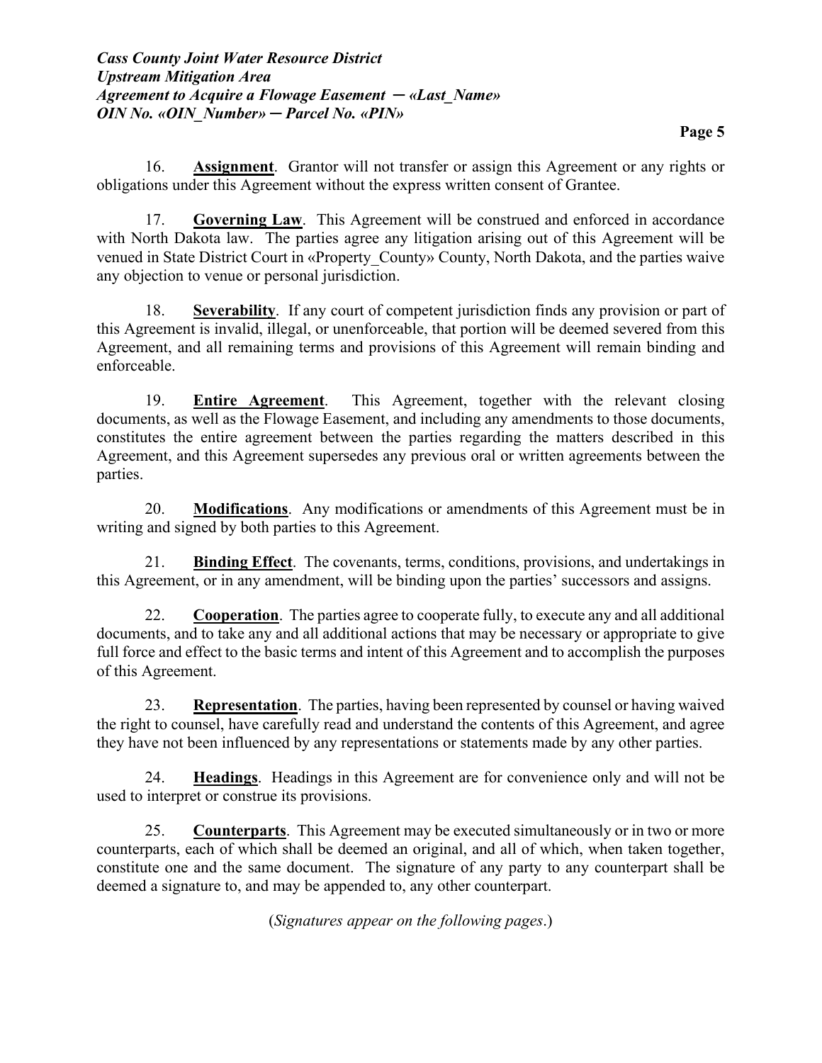16. **Assignment**. Grantor will not transfer or assign this Agreement or any rights or obligations under this Agreement without the express written consent of Grantee.

17. **Governing Law**. This Agreement will be construed and enforced in accordance with North Dakota law. The parties agree any litigation arising out of this Agreement will be venued in State District Court in «Property_County» County, North Dakota, and the parties waive any objection to venue or personal jurisdiction.

18. **Severability**. If any court of competent jurisdiction finds any provision or part of this Agreement is invalid, illegal, or unenforceable, that portion will be deemed severed from this Agreement, and all remaining terms and provisions of this Agreement will remain binding and enforceable.

19. **Entire Agreement**. This Agreement, together with the relevant closing documents, as well as the Flowage Easement, and including any amendments to those documents, constitutes the entire agreement between the parties regarding the matters described in this Agreement, and this Agreement supersedes any previous oral or written agreements between the parties.

20. **Modifications**. Any modifications or amendments of this Agreement must be in writing and signed by both parties to this Agreement.

21. **Binding Effect**. The covenants, terms, conditions, provisions, and undertakings in this Agreement, or in any amendment, will be binding upon the parties' successors and assigns.

22. **Cooperation**. The parties agree to cooperate fully, to execute any and all additional documents, and to take any and all additional actions that may be necessary or appropriate to give full force and effect to the basic terms and intent of this Agreement and to accomplish the purposes of this Agreement.

23. **Representation**. The parties, having been represented by counsel or having waived the right to counsel, have carefully read and understand the contents of this Agreement, and agree they have not been influenced by any representations or statements made by any other parties.

24. **Headings**. Headings in this Agreement are for convenience only and will not be used to interpret or construe its provisions.

25. **Counterparts**. This Agreement may be executed simultaneously or in two or more counterparts, each of which shall be deemed an original, and all of which, when taken together, constitute one and the same document. The signature of any party to any counterpart shall be deemed a signature to, and may be appended to, any other counterpart.

(*Signatures appear on the following pages*.)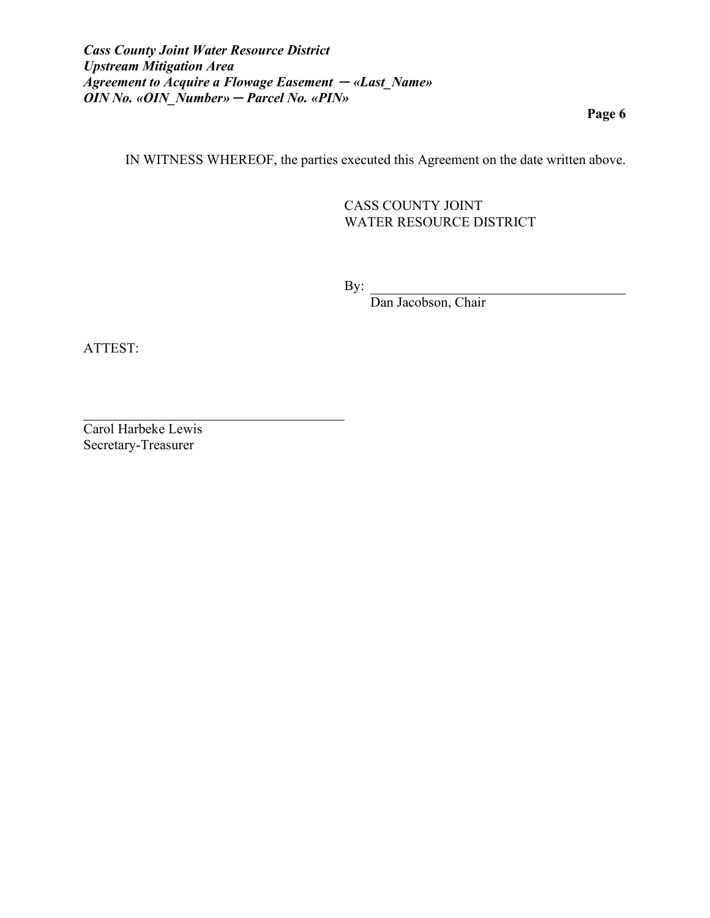IN WITNESS WHEREOF, the parties executed this Agreement on the date written above.

CASS COUNTY JOINT
WATER RESOURCE DISTRICT

By: ______________________________
Dan Jacobson, Chair

ATTEST:

______________________________
Carol Harbeke Lewis
Secretary-Treasurer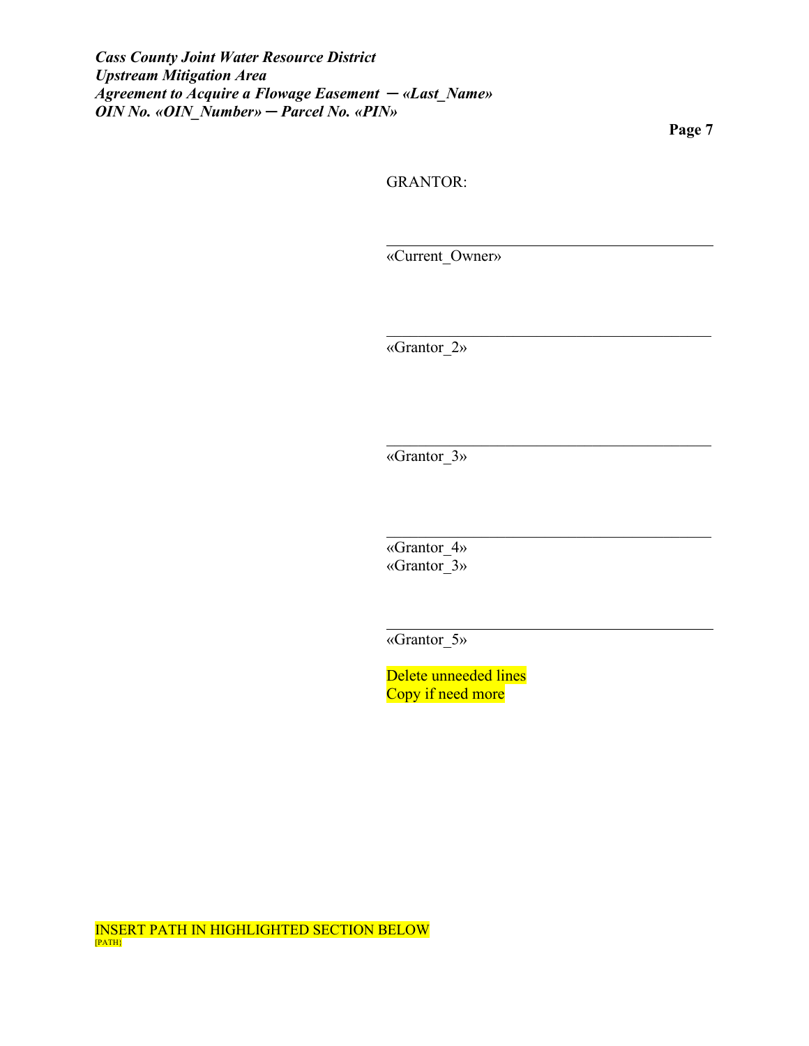GRANTOR:

\_\_\_\_\_\_\_\_\_\_\_\_\_\_\_\_\_\_\_\_\_\_\_\_\_\_\_\_\_\_\_\_\_\_\_\_\_\_\_\_
«Current_Owner»

\_\_\_\_\_\_\_\_\_\_\_\_\_\_\_\_\_\_\_\_\_\_\_\_\_\_\_\_\_\_\_\_\_\_\_\_\_\_\_\_
«Grantor_2»

\_\_\_\_\_\_\_\_\_\_\_\_\_\_\_\_\_\_\_\_\_\_\_\_\_\_\_\_\_\_\_\_\_\_\_\_\_\_\_\_
«Grantor_3»

\_\_\_\_\_\_\_\_\_\_\_\_\_\_\_\_\_\_\_\_\_\_\_\_\_\_\_\_\_\_\_\_\_\_\_\_\_\_\_\_
«Grantor_4»
«Grantor_3»

\_\_\_\_\_\_\_\_\_\_\_\_\_\_\_\_\_\_\_\_\_\_\_\_\_\_\_\_\_\_\_\_\_\_\_\_\_\_\_\_
«Grantor_5»

Delete unneeded lines
Copy if need more

INSERT PATH IN HIGHLIGHTED SECTION BELOW
[PATH}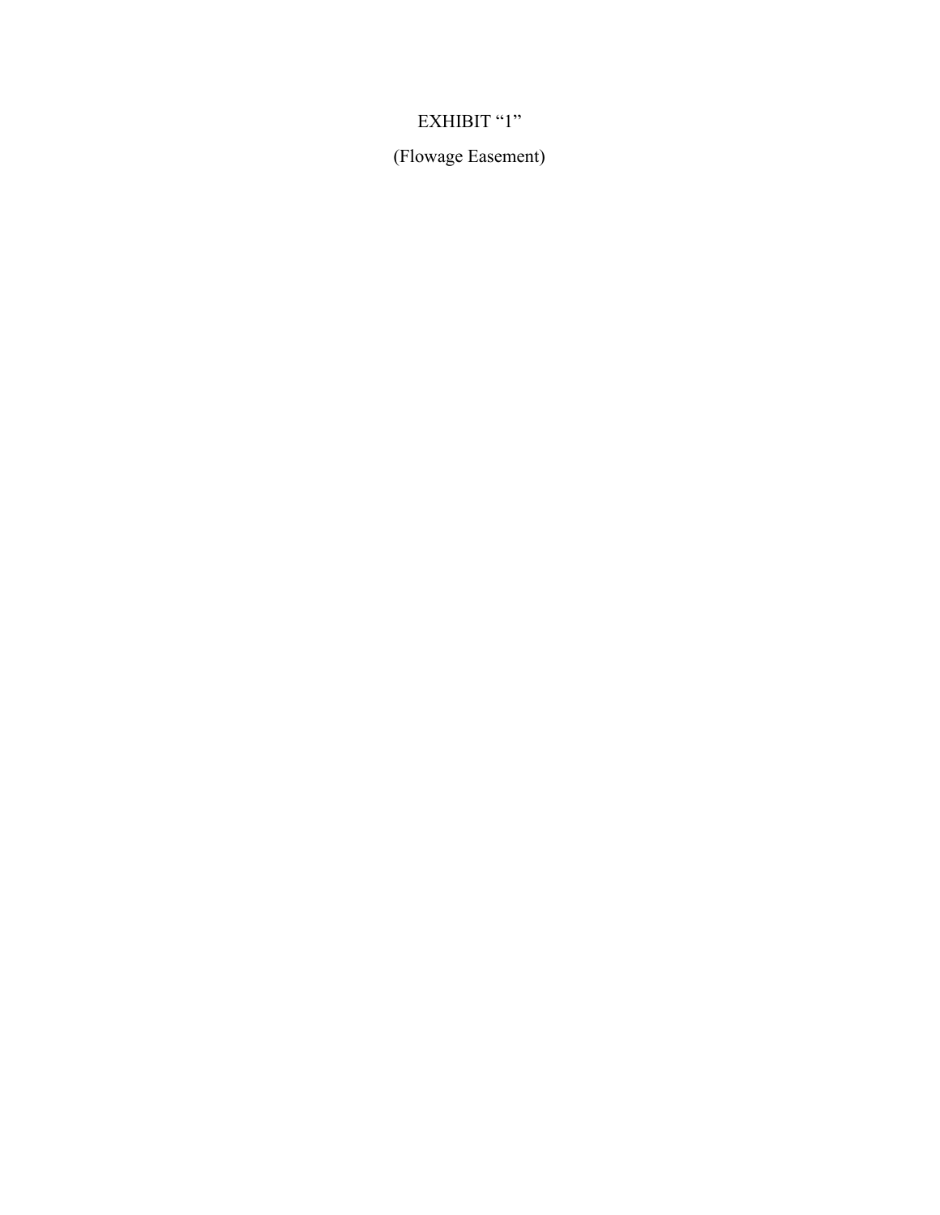EXHIBIT “1”

(Flowage Easement)